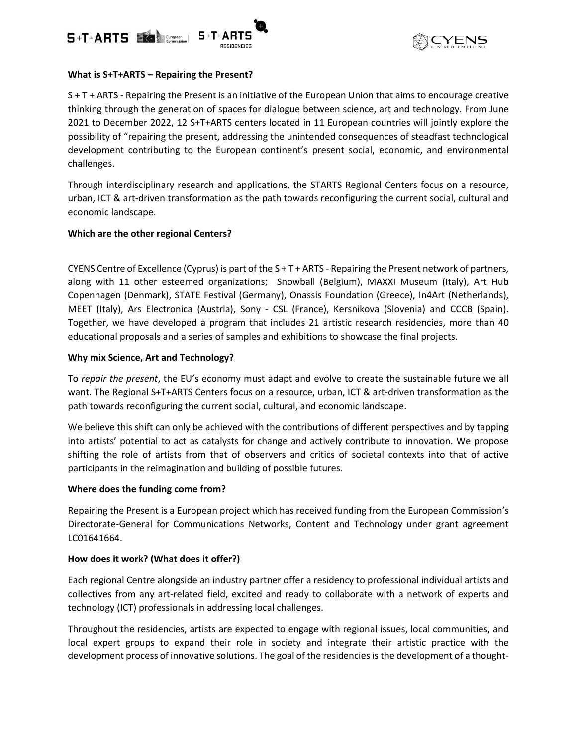**What is S+T+ARTS – Repairing the Present?**

S + T + ARTS - Repairing the Present is an initiative of the European Union that aims to encourage creative thinking through the generation of spaces for dialogue between science, art and technology. From June 2021 to December 2022, 12 S+T+ARTS centers located in 11 European countries will jointly explore the possibility of "repairing the present, addressing the unintended consequences of steadfast technological development contributing to the European continent's present social, economic, and environmental challenges.

Through interdisciplinary research and applications, the STARTS Regional Centers focus on a resource, urban, ICT & art-driven transformation as the path towards reconfiguring the current social, cultural and economic landscape.

**Which are the other regional Centers?**

CYENS Centre of Excellence (Cyprus) is part of the S + T + ARTS - Repairing the Present network of partners, along with 11 other esteemed organizations; Snowball (Belgium), MAXXI Museum (Italy), Art Hub Copenhagen (Denmark), STATE Festival (Germany), Onassis Foundation (Greece), In4Art (Netherlands), MEET (Italy), Ars Electronica (Austria), Sony - CSL (France), Kersnikova (Slovenia) and CCCB (Spain). Together, we have developed a program that includes 21 artistic research residencies, more than 40 educational proposals and a series of samples and exhibitions to showcase the final projects.

**Why mix Science, Art and Technology?**

To *repair the present*, the EU's economy must adapt and evolve to create the sustainable future we all want. The Regional S+T+ARTS Centers focus on a resource, urban, ICT & art-driven transformation as the path towards reconfiguring the current social, cultural, and economic landscape.

We believe this shift can only be achieved with the contributions of different perspectives and by tapping into artists' potential to act as catalysts for change and actively contribute to innovation. We propose shifting the role of artists from that of observers and critics of societal contexts into that of active participants in the reimagination and building of possible futures.

**Where does the funding come from?**

Repairing the Present is a European project which has received funding from the European Commission's Directorate-General for Communications Networks, Content and Technology under grant agreement LC01641664.

**How does it work? (What does it offer?)**

Each regional Centre alongside an industry partner offer a residency to professional individual artists and collectives from any art-related field, excited and ready to collaborate with a network of experts and technology (ICT) professionals in addressing local challenges.

Throughout the residencies, artists are expected to engage with regional issues, local communities, and local expert groups to expand their role in society and integrate their artistic practice with the development process of innovative solutions. The goal of the residencies is the development of a thought-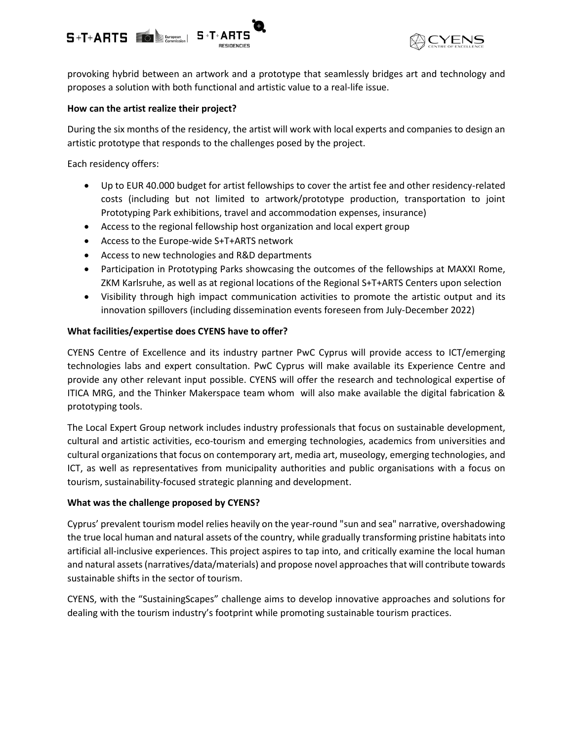provoking hybrid between an artwork and a prototype that seamlessly bridges art and technology and proposes a solution with both functional and artistic value to a real-life issue.

**How can the artist realize their project?**

During the six months of the residency, the artist will work with local experts and companies to design an artistic prototype that responds to the challenges posed by the project.

Each residency offers:

- Up to EUR 40.000 budget for artist fellowships to cover the artist fee and other residency-related costs (including but not limited to artwork/prototype production, transportation to joint Prototyping Park exhibitions, travel and accommodation expenses, insurance)
- Access to the regional fellowship host organization and local expert group
- Access to the Europe-wide S+T+ARTS network
- Access to new technologies and R&D departments
- Participation in Prototyping Parks showcasing the outcomes of the fellowships at MAXXI Rome, ZKM Karlsruhe, as well as at regional locations of the Regional S+T+ARTS Centers upon selection
- Visibility through high impact communication activities to promote the artistic output and its innovation spillovers (including dissemination events foreseen from July-December 2022)

**What facilities/expertise does CYENS have to offer?**

CYENS Centre of Excellence and its industry partner PwC Cyprus will provide access to ICT/emerging technologies labs and expert consultation. PwC Cyprus will make available its Experience Centre and provide any other relevant input possible. CYENS will offer the research and technological expertise of ITICA MRG, and the Thinker Makerspace team whom will also make available the digital fabrication & prototyping tools.

The Local Expert Group network includes industry professionals that focus on sustainable development, cultural and artistic activities, eco-tourism and emerging technologies, academics from universities and cultural organizations that focus on contemporary art, media art, museology, emerging technologies, and ICT, as well as representatives from municipality authorities and public organisations with a focus on tourism, sustainability-focused strategic planning and development.

**What was the challenge proposed by CYENS?**

Cyprus' prevalent tourism model relies heavily on the year-round "sun and sea" narrative, overshadowing the true local human and natural assets of the country, while gradually transforming pristine habitats into artificial all-inclusive experiences. This project aspires to tap into, and critically examine the local human and natural assets (narratives/data/materials) and propose novel approaches that will contribute towards sustainable shifts in the sector of tourism.

CYENS, with the "SustainingScapes" challenge aims to develop innovative approaches and solutions for dealing with the tourism industry's footprint while promoting sustainable tourism practices.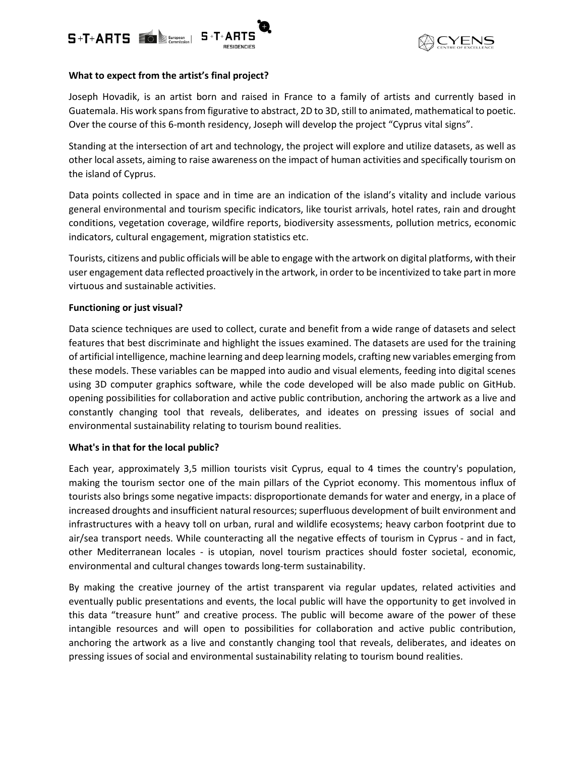**What to expect from the artist's final project?**

Joseph Hovadik, is an artist born and raised in France to a family of artists and currently based in Guatemala. His work spans from figurative to abstract, 2D to 3D, still to animated, mathematical to poetic. Over the course of this 6-month residency, Joseph will develop the project "Cyprus vital signs".

Standing at the intersection of art and technology, the project will explore and utilize datasets, as well as other local assets, aiming to raise awareness on the impact of human activities and specifically tourism on the island of Cyprus.

Data points collected in space and in time are an indication of the island's vitality and include various general environmental and tourism specific indicators, like tourist arrivals, hotel rates, rain and drought conditions, vegetation coverage, wildfire reports, biodiversity assessments, pollution metrics, economic indicators, cultural engagement, migration statistics etc.

Tourists, citizens and public officials will be able to engage with the artwork on digital platforms, with their user engagement data reflected proactively in the artwork, in order to be incentivized to take part in more virtuous and sustainable activities.

**Functioning or just visual?**

Data science techniques are used to collect, curate and benefit from a wide range of datasets and select features that best discriminate and highlight the issues examined. The datasets are used for the training of artificial intelligence, machine learning and deep learning models, crafting new variables emerging from these models. These variables can be mapped into audio and visual elements, feeding into digital scenes using 3D computer graphics software, while the code developed will be also made public on GitHub. opening possibilities for collaboration and active public contribution, anchoring the artwork as a live and constantly changing tool that reveals, deliberates, and ideates on pressing issues of social and environmental sustainability relating to tourism bound realities.

**What's in that for the local public?**

Each year, approximately 3,5 million tourists visit Cyprus, equal to 4 times the country's population, making the tourism sector one of the main pillars of the Cypriot economy. This momentous influx of tourists also brings some negative impacts: disproportionate demands for water and energy, in a place of increased droughts and insufficient natural resources; superfluous development of built environment and infrastructures with a heavy toll on urban, rural and wildlife ecosystems; heavy carbon footprint due to air/sea transport needs. While counteracting all the negative effects of tourism in Cyprus - and in fact, other Mediterranean locales - is utopian, novel tourism practices should foster societal, economic, environmental and cultural changes towards long-term sustainability.

By making the creative journey of the artist transparent via regular updates, related activities and eventually public presentations and events, the local public will have the opportunity to get involved in this data "treasure hunt" and creative process. The public will become aware of the power of these intangible resources and will open to possibilities for collaboration and active public contribution, anchoring the artwork as a live and constantly changing tool that reveals, deliberates, and ideates on pressing issues of social and environmental sustainability relating to tourism bound realities.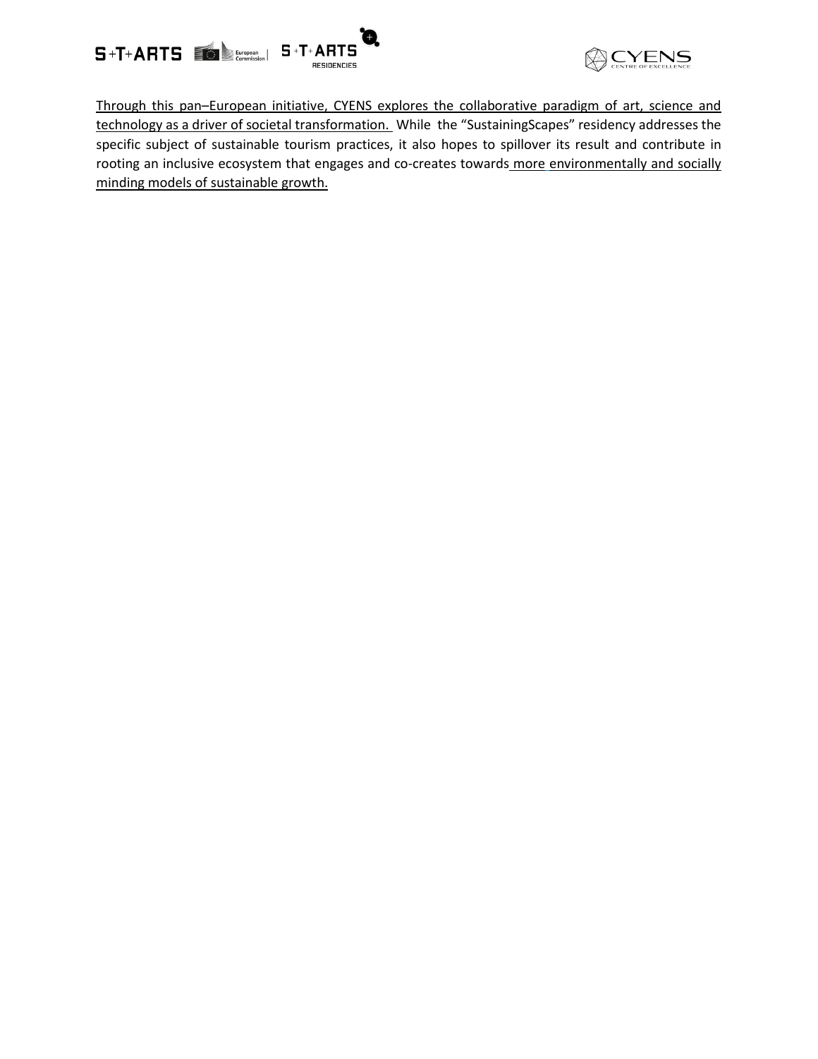Through this pan–European initiative, CYENS explores the collaborative paradigm of art, science and technology as a driver of societal transformation.  While  the "SustainingScapes" residency addresses the specific subject of sustainable tourism practices, it also hopes to spillover its result and contribute in rooting an inclusive ecosystem that engages and co-creates towards more environmentally and socially minding models of sustainable growth.